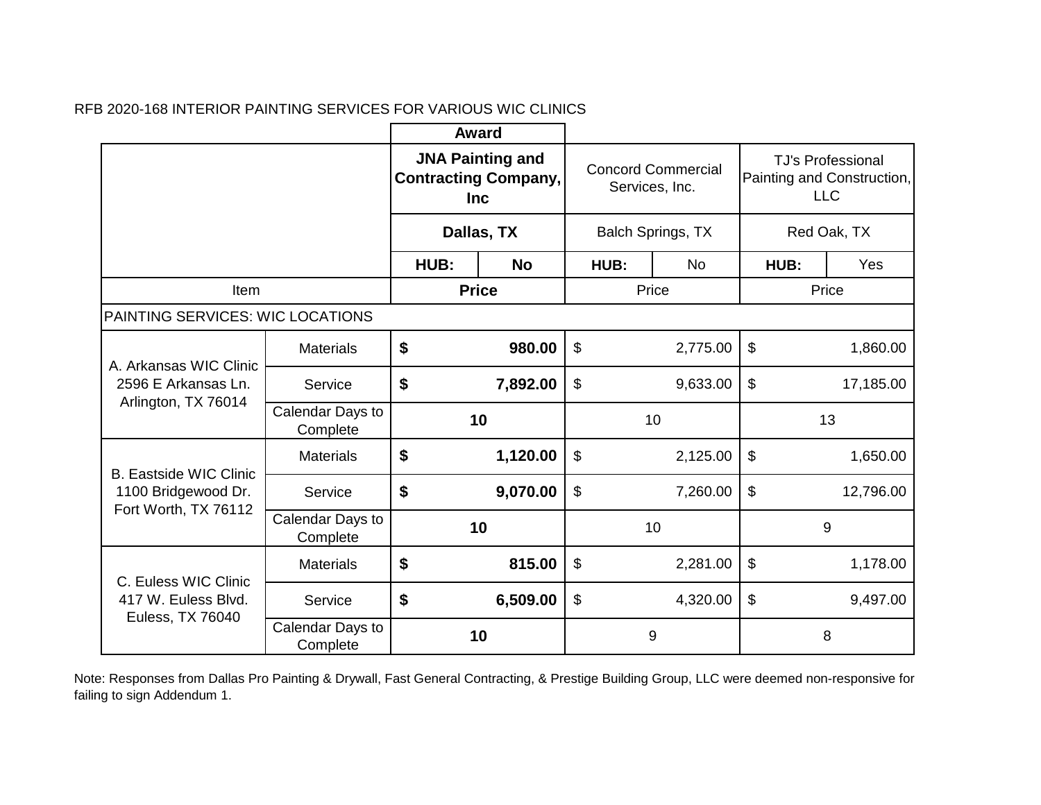RFB 2020-168 INTERIOR PAINTING SERVICES FOR VARIOUS WIC CLINICS

| | | **Award** | | | | | |
|---|---|---|---|---|---|---|---|
| | | **JNA Painting and Contracting Company, Inc** | | Concord Commercial Services, Inc. | | TJ's Professional Painting and Construction, LLC | |
| | | **Dallas, TX** | | Balch Springs, TX | | Red Oak, TX | |
| | | **HUB:** | **No** | HUB: | No | HUB: | Yes |
| Item | | **Price** | | Price | | Price | |
| PAINTING SERVICES: WIC LOCATIONS | | | | | | | |
| A. Arkansas WIC Clinic 2596 E Arkansas Ln. Arlington, TX 76014 | Materials | **$** | **980.00** | $ | 2,775.00 | $ | 1,860.00 |
| | Service | **$** | **7,892.00** | $ | 9,633.00 | $ | 17,185.00 |
| | Calendar Days to Complete | **10** | | 10 | | 13 | |
| B. Eastside WIC Clinic 1100 Bridgewood Dr. Fort Worth, TX 76112 | Materials | **$** | **1,120.00** | $ | 2,125.00 | $ | 1,650.00 |
| | Service | **$** | **9,070.00** | $ | 7,260.00 | $ | 12,796.00 |
| | Calendar Days to Complete | **10** | | 10 | | 9 | |
| C. Euless WIC Clinic 417 W. Euless Blvd. Euless, TX 76040 | Materials | **$** | **815.00** | $ | 2,281.00 | $ | 1,178.00 |
| | Service | **$** | **6,509.00** | $ | 4,320.00 | $ | 9,497.00 |
| | Calendar Days to Complete | **10** | | 9 | | 8 | |

Note: Responses from Dallas Pro Painting & Drywall, Fast General Contracting, & Prestige Building Group, LLC were deemed non-responsive for failing to sign Addendum 1.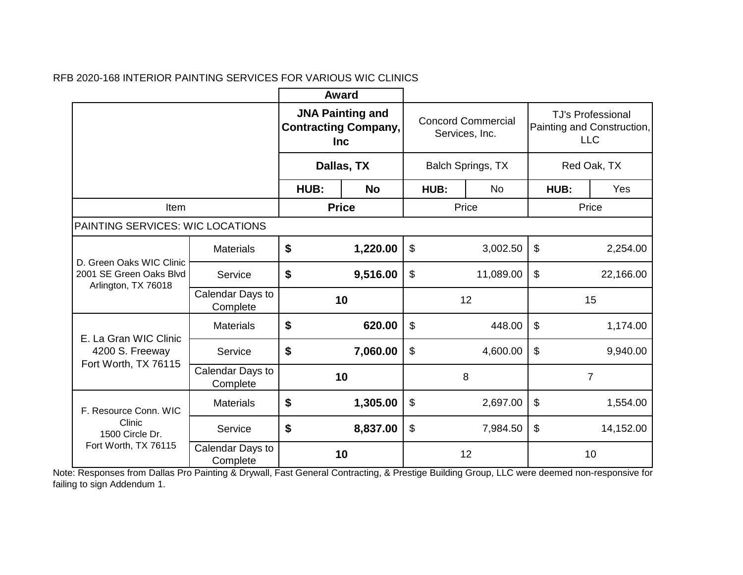RFB 2020-168 INTERIOR PAINTING SERVICES FOR VARIOUS WIC CLINICS

| | | Award | | | | | |
|---|---|---|---|---|---|---|---|
| | | **JNA Painting and Contracting Company, Inc** | | Concord Commercial Services, Inc. | | TJ's Professional Painting and Construction, LLC | |
| | | **Dallas, TX** | | Balch Springs, TX | | Red Oak, TX | |
| | | **HUB:** | **No** | **HUB:** | No | **HUB:** | Yes |
| Item | | **Price** | | Price | | Price | |
| PAINTING SERVICES: WIC LOCATIONS | | | | | | | |
| D. Green Oaks WIC Clinic 2001 SE Green Oaks Blvd Arlington, TX 76018 | Materials | **$** | **1,220.00** | $ | 3,002.50 | $ | 2,254.00 |
| | Service | **$** | **9,516.00** | $ | 11,089.00 | $ | 22,166.00 |
| | Calendar Days to Complete | **10** | | 12 | | 15 | |
| E. La Gran WIC Clinic 4200 S. Freeway Fort Worth, TX 76115 | Materials | **$** | **620.00** | $ | 448.00 | $ | 1,174.00 |
| | Service | **$** | **7,060.00** | $ | 4,600.00 | $ | 9,940.00 |
| | Calendar Days to Complete | **10** | | 8 | | 7 | |
| F. Resource Conn. WIC Clinic 1500 Circle Dr. Fort Worth, TX 76115 | Materials | **$** | **1,305.00** | $ | 2,697.00 | $ | 1,554.00 |
| | Service | **$** | **8,837.00** | $ | 7,984.50 | $ | 14,152.00 |
| | Calendar Days to Complete | **10** | | 12 | | 10 | |

Note: Responses from Dallas Pro Painting & Drywall, Fast General Contracting, & Prestige Building Group, LLC were deemed non-responsive for failing to sign Addendum 1.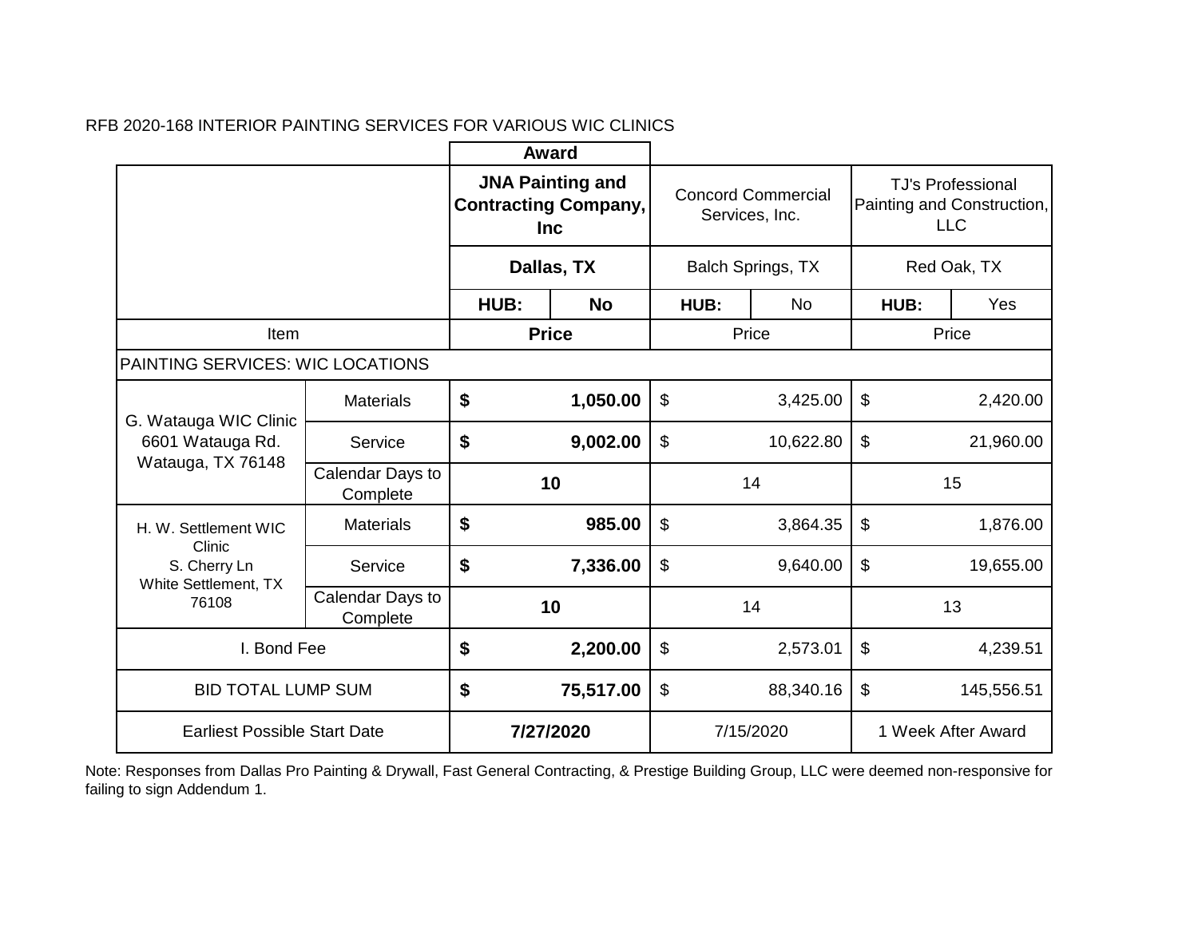RFB 2020-168 INTERIOR PAINTING SERVICES FOR VARIOUS WIC CLINICS

| | | Award | | | | | |
|---|---|---|---|---|---|---|---|
| | | **JNA Painting and Contracting Company, Inc** | | Concord Commercial Services, Inc. | | TJ's Professional Painting and Construction, LLC | |
| | | **Dallas, TX** | | Balch Springs, TX | | Red Oak, TX | |
| | | **HUB:** | **No** | HUB: | No | HUB: | Yes |
| Item | | **Price** | | Price | | Price | |
| PAINTING SERVICES: WIC LOCATIONS | | | | | | | |
| G. Watauga WIC Clinic 6601 Watauga Rd. Watauga, TX 76148 | Materials | **$** | **1,050.00** | $ | 3,425.00 | $ | 2,420.00 |
| | Service | **$** | **9,002.00** | $ | 10,622.80 | $ | 21,960.00 |
| | Calendar Days to Complete | **10** | | 14 | | 15 | |
| H. W. Settlement WIC Clinic S. Cherry Ln White Settlement, TX 76108 | Materials | **$** | **985.00** | $ | 3,864.35 | $ | 1,876.00 |
| | Service | **$** | **7,336.00** | $ | 9,640.00 | $ | 19,655.00 |
| | Calendar Days to Complete | **10** | | 14 | | 13 | |
| I. Bond Fee | | **$** | **2,200.00** | $ | 2,573.01 | $ | 4,239.51 |
| BID TOTAL LUMP SUM | | **$** | **75,517.00** | $ | 88,340.16 | $ | 145,556.51 |
| Earliest Possible Start Date | | **7/27/2020** | | 7/15/2020 | | 1 Week After Award | |

Note: Responses from Dallas Pro Painting & Drywall, Fast General Contracting, & Prestige Building Group, LLC were deemed non-responsive for failing to sign Addendum 1.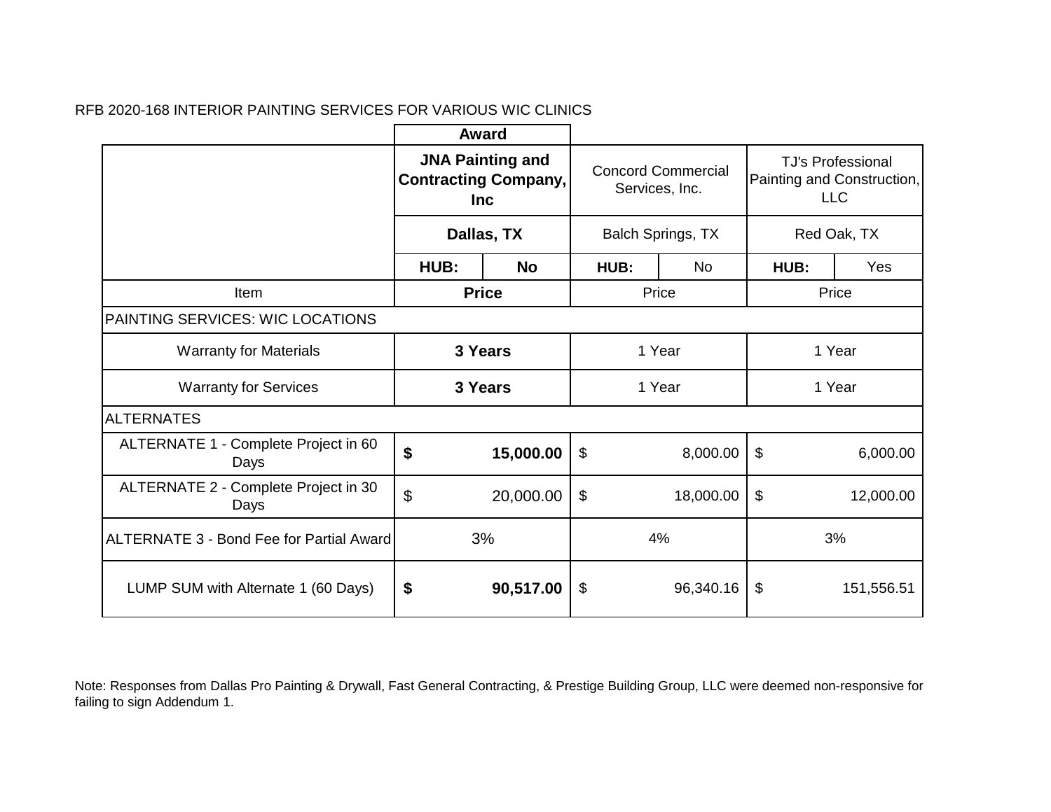RFB 2020-168 INTERIOR PAINTING SERVICES FOR VARIOUS WIC CLINICS

| | Award | | | | | |
|---|---|---|---|---|---|---|
| | **JNA Painting and Contracting Company, Inc** | | Concord Commercial Services, Inc. | | TJ's Professional Painting and Construction, LLC | |
| | **Dallas, TX** | | Balch Springs, TX | | Red Oak, TX | |
| | **HUB:** | **No** | **HUB:** | No | **HUB:** | Yes |
| Item | **Price** | | Price | | Price | |
| PAINTING SERVICES: WIC LOCATIONS | | | | | | |
| Warranty for Materials | **3 Years** | | 1 Year | | 1 Year | |
| Warranty for Services | **3 Years** | | 1 Year | | 1 Year | |
| ALTERNATES | | | | | | |
| ALTERNATE 1 - Complete Project in 60 Days | **$** | **15,000.00** | $ | 8,000.00 | $ | 6,000.00 |
| ALTERNATE 2 - Complete Project in 30 Days | $ | 20,000.00 | $ | 18,000.00 | $ | 12,000.00 |
| ALTERNATE 3 - Bond Fee for Partial Award | 3% | | 4% | | 3% | |
| LUMP SUM with Alternate 1 (60 Days) | **$** | **90,517.00** | $ | 96,340.16 | $ | 151,556.51 |

Note: Responses from Dallas Pro Painting & Drywall, Fast General Contracting, & Prestige Building Group, LLC were deemed non-responsive for failing to sign Addendum 1.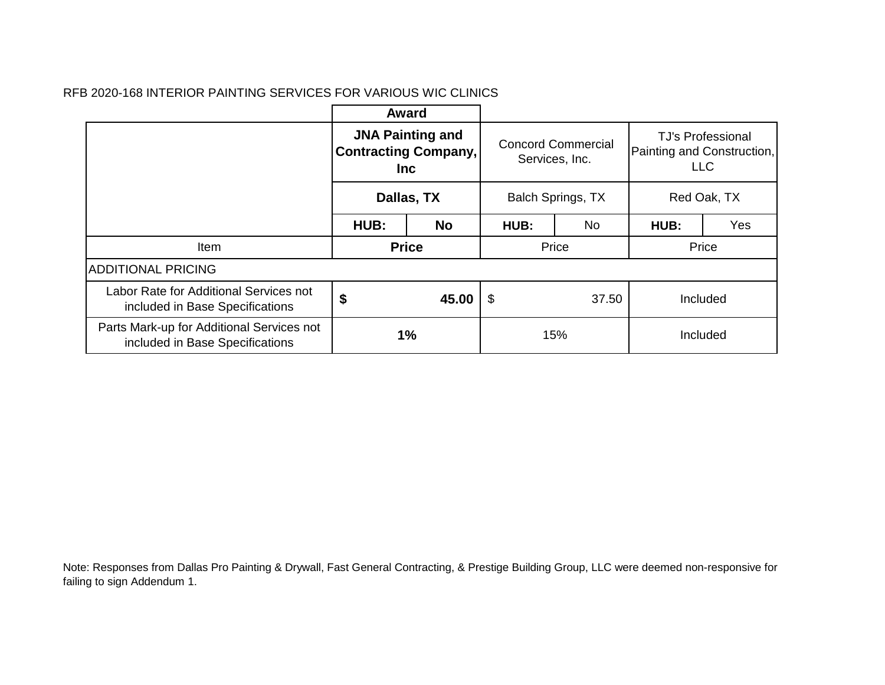RFB 2020-168 INTERIOR PAINTING SERVICES FOR VARIOUS WIC CLINICS

| | **Award** | | | | | |
|---|---|---|---|---|---|---|
| | **JNA Painting and Contracting Company, Inc** | | Concord Commercial Services, Inc. | | TJ's Professional Painting and Construction, LLC | |
| | **Dallas, TX** | | Balch Springs, TX | | Red Oak, TX | |
| | **HUB:** | **No** | **HUB:** | No | **HUB:** | Yes |
| Item | **Price** | | Price | | Price | |
| ADDITIONAL PRICING | | | | | | |
| Labor Rate for Additional Services not included in Base Specifications | **$** | **45.00** | $ | 37.50 | Included | |
| Parts Mark-up for Additional Services not included in Base Specifications | **1%** | | 15% | | Included | |

Note: Responses from Dallas Pro Painting & Drywall, Fast General Contracting, & Prestige Building Group, LLC were deemed non-responsive for failing to sign Addendum 1.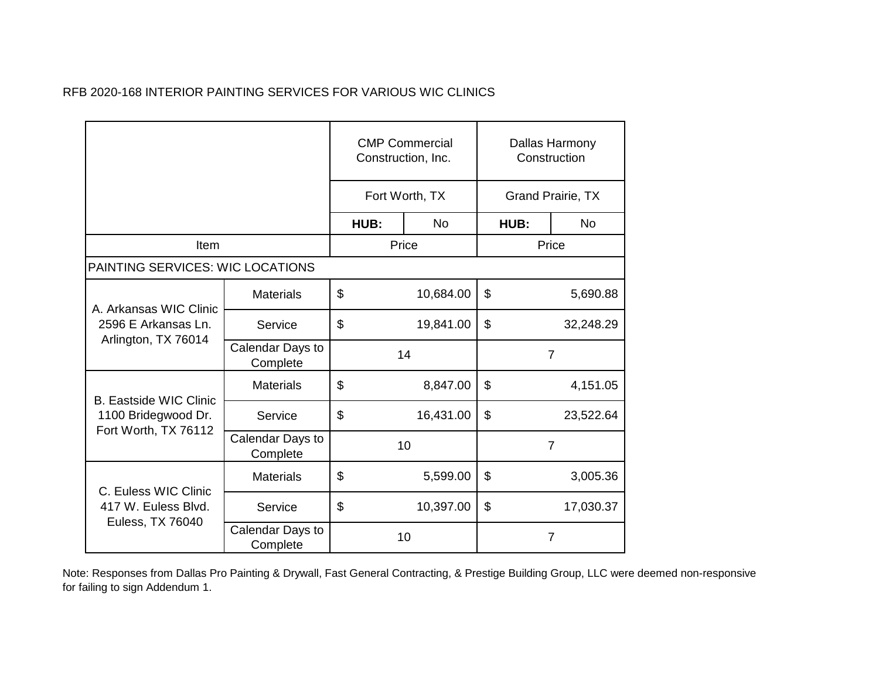RFB 2020-168 INTERIOR PAINTING SERVICES FOR VARIOUS WIC CLINICS

| | | CMP Commercial Construction, Inc. | | Dallas Harmony Construction | |
|---|---|---|---|---|---|
| | | Fort Worth, TX | | Grand Prairie, TX | |
| | | **HUB:** | No | **HUB:** | No |
| Item | | Price | | Price | |
| PAINTING SERVICES: WIC LOCATIONS | | | | | |
| A. Arkansas WIC Clinic 2596 E Arkansas Ln. Arlington, TX 76014 | Materials | $ | 10,684.00 | $ | 5,690.88 |
| | Service | $ | 19,841.00 | $ | 32,248.29 |
| | Calendar Days to Complete | 14 | | 7 | |
| B. Eastside WIC Clinic 1100 Bridegwood Dr. Fort Worth, TX 76112 | Materials | $ | 8,847.00 | $ | 4,151.05 |
| | Service | $ | 16,431.00 | $ | 23,522.64 |
| | Calendar Days to Complete | 10 | | 7 | |
| C. Euless WIC Clinic 417 W. Euless Blvd. Euless, TX 76040 | Materials | $ | 5,599.00 | $ | 3,005.36 |
| | Service | $ | 10,397.00 | $ | 17,030.37 |
| | Calendar Days to Complete | 10 | | 7 | |

Note: Responses from Dallas Pro Painting & Drywall, Fast General Contracting, & Prestige Building Group, LLC were deemed non-responsive for failing to sign Addendum 1.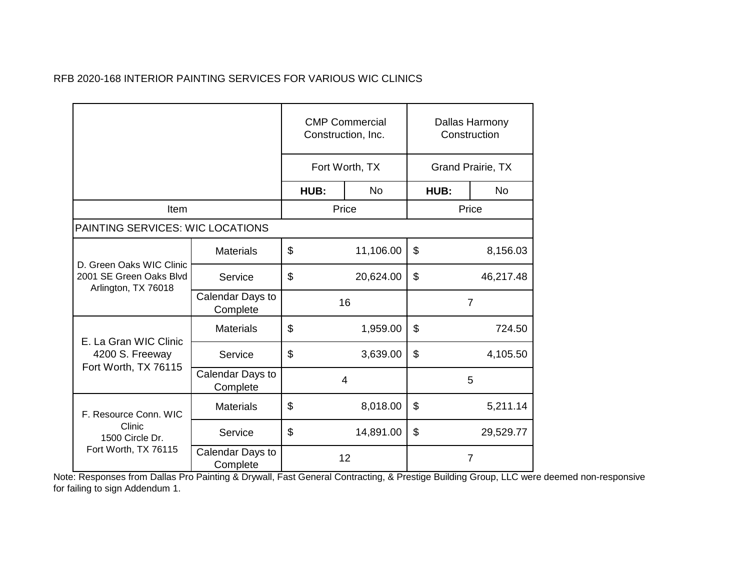RFB 2020-168 INTERIOR PAINTING SERVICES FOR VARIOUS WIC CLINICS

| | | CMP Commercial Construction, Inc. | | Dallas Harmony Construction | |
|---|---|---|---|---|---|
| | | Fort Worth, TX | | Grand Prairie, TX | |
| | | **HUB:** | No | **HUB:** | No |
| Item | | Price | | Price | |
| PAINTING SERVICES: WIC LOCATIONS | | | | | |
| D. Green Oaks WIC Clinic 2001 SE Green Oaks Blvd Arlington, TX 76018 | Materials | $ | 11,106.00 | $ | 8,156.03 |
| | Service | $ | 20,624.00 | $ | 46,217.48 |
| | Calendar Days to Complete | 16 | | 7 | |
| E. La Gran WIC Clinic 4200 S. Freeway Fort Worth, TX 76115 | Materials | $ | 1,959.00 | $ | 724.50 |
| | Service | $ | 3,639.00 | $ | 4,105.50 |
| | Calendar Days to Complete | 4 | | 5 | |
| F. Resource Conn. WIC Clinic 1500 Circle Dr. Fort Worth, TX 76115 | Materials | $ | 8,018.00 | $ | 5,211.14 |
| | Service | $ | 14,891.00 | $ | 29,529.77 |
| | Calendar Days to Complete | 12 | | 7 | |

Note: Responses from Dallas Pro Painting & Drywall, Fast General Contracting, & Prestige Building Group, LLC were deemed non-responsive for failing to sign Addendum 1.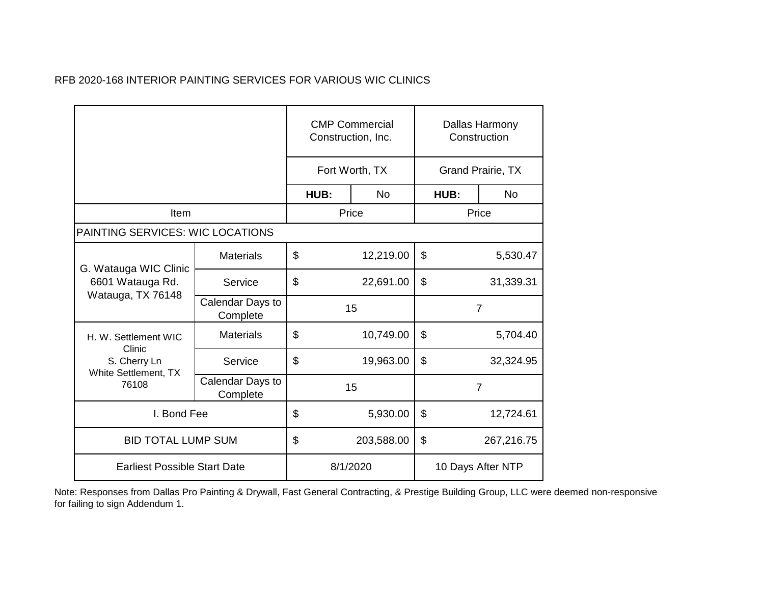RFB 2020-168 INTERIOR PAINTING SERVICES FOR VARIOUS WIC CLINICS

| | | CMP Commercial Construction, Inc. | | Dallas Harmony Construction | |
|---|---|---|---|---|---|
| | | Fort Worth, TX | | Grand Prairie, TX | |
| | | **HUB:** | No | **HUB:** | No |
| Item | | Price | | Price | |
| PAINTING SERVICES: WIC LOCATIONS | | | | | |
| G. Watauga WIC Clinic 6601 Watauga Rd. Watauga, TX 76148 | Materials | $ | 12,219.00 | $ | 5,530.47 |
| | Service | $ | 22,691.00 | $ | 31,339.31 |
| | Calendar Days to Complete | 15 | | 7 | |
| H. W. Settlement WIC Clinic S. Cherry Ln White Settlement, TX 76108 | Materials | $ | 10,749.00 | $ | 5,704.40 |
| | Service | $ | 19,963.00 | $ | 32,324.95 |
| | Calendar Days to Complete | 15 | | 7 | |
| I. Bond Fee | | $ | 5,930.00 | $ | 12,724.61 |
| BID TOTAL LUMP SUM | | $ | 203,588.00 | $ | 267,216.75 |
| Earliest Possible Start Date | | 8/1/2020 | | 10 Days After NTP | |

Note: Responses from Dallas Pro Painting & Drywall, Fast General Contracting, & Prestige Building Group, LLC were deemed non-responsive for failing to sign Addendum 1.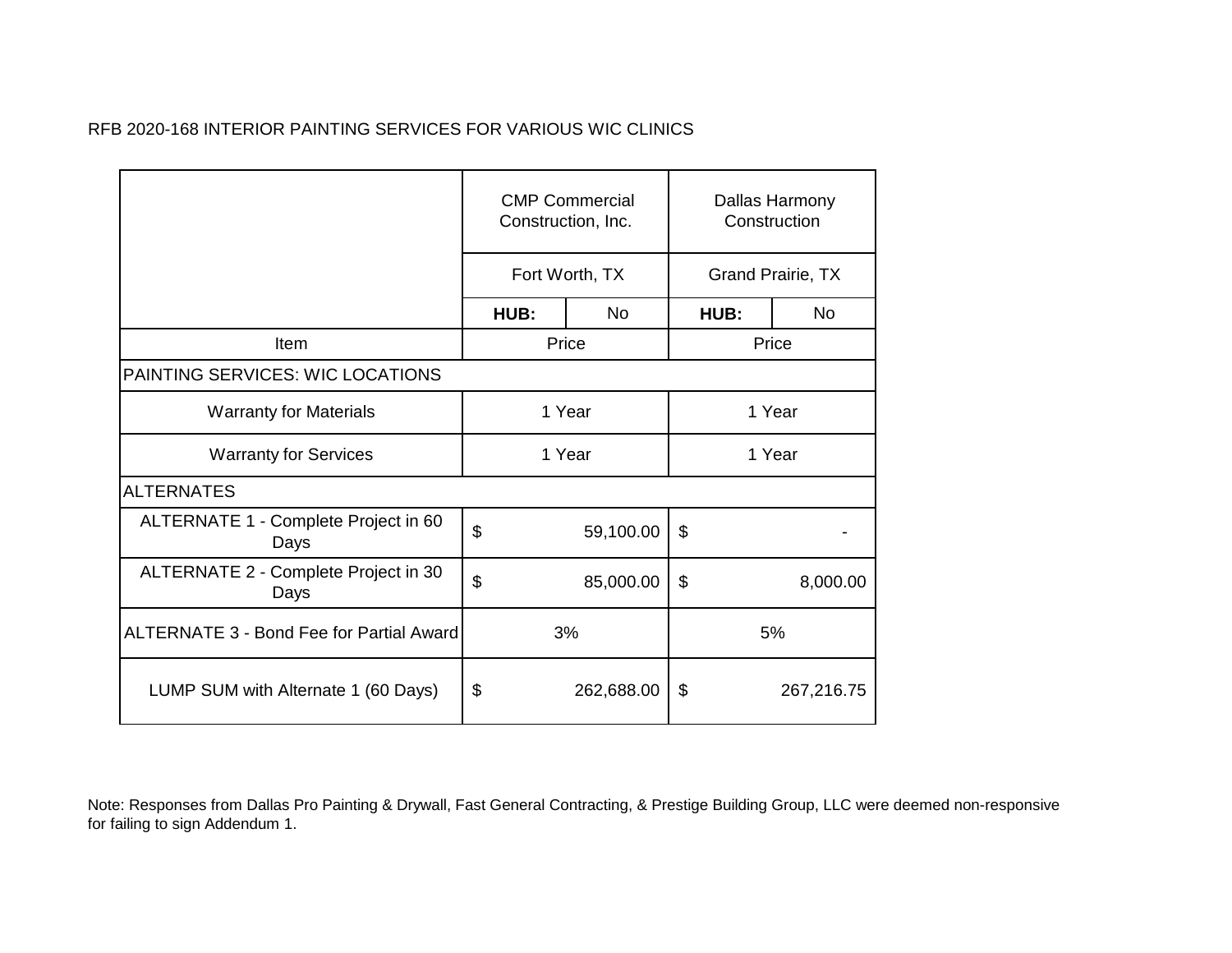RFB 2020-168 INTERIOR PAINTING SERVICES FOR VARIOUS WIC CLINICS

| | CMP Commercial Construction, Inc. | | Dallas Harmony Construction | |
|---|---|---|---|---|
| | Fort Worth, TX | | Grand Prairie, TX | |
| | **HUB:** | No | **HUB:** | No |
| Item | Price | | Price | |
| PAINTING SERVICES: WIC LOCATIONS | | | | |
| Warranty for Materials | 1 Year | | 1 Year | |
| Warranty for Services | 1 Year | | 1 Year | |
| ALTERNATES | | | | |
| ALTERNATE 1 - Complete Project in 60 Days | $ | 59,100.00 | $ | - |
| ALTERNATE 2 - Complete Project in 30 Days | $ | 85,000.00 | $ | 8,000.00 |
| ALTERNATE 3 - Bond Fee for Partial Award | 3% | | 5% | |
| LUMP SUM with Alternate 1 (60 Days) | $ | 262,688.00 | $ | 267,216.75 |

Note: Responses from Dallas Pro Painting & Drywall, Fast General Contracting, & Prestige Building Group, LLC were deemed non-responsive for failing to sign Addendum 1.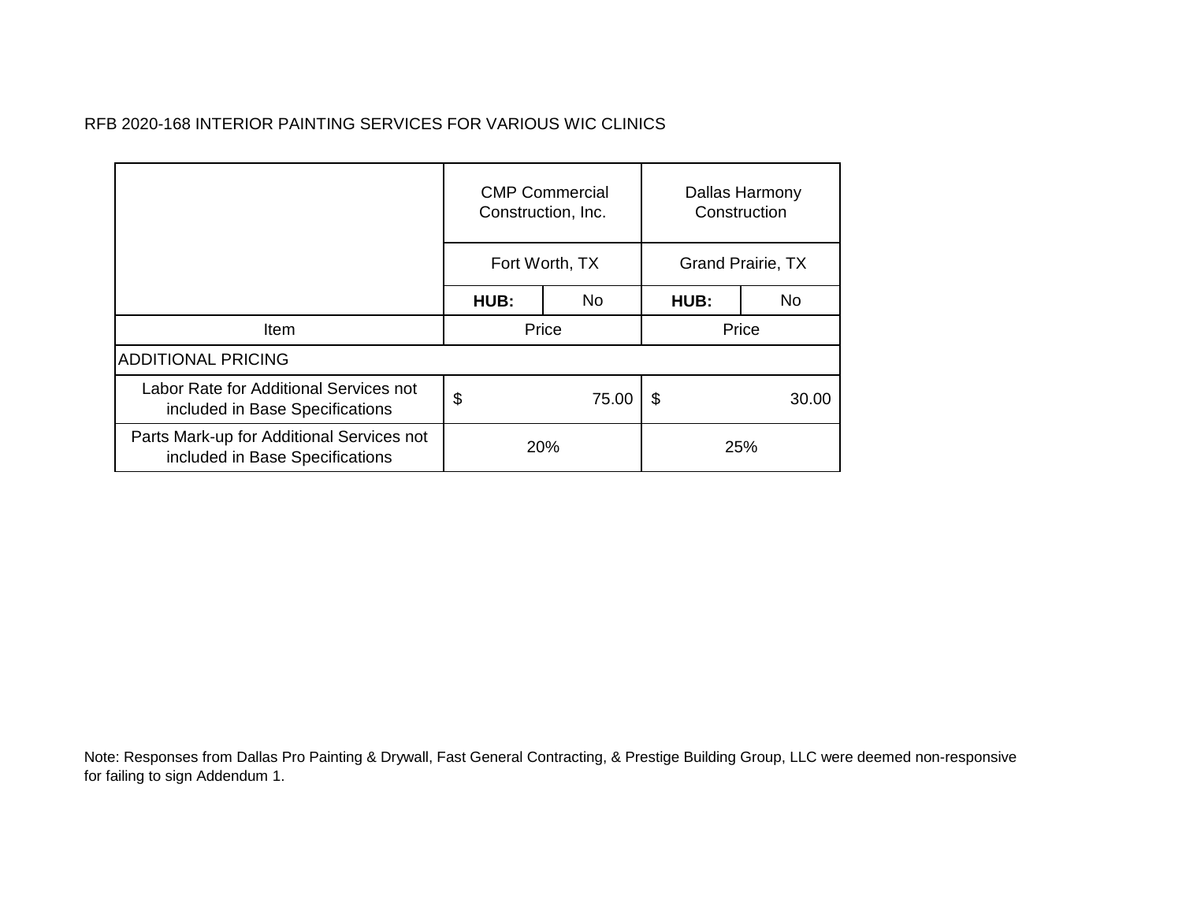RFB 2020-168 INTERIOR PAINTING SERVICES FOR VARIOUS WIC CLINICS

| | CMP Commercial Construction, Inc. | | Dallas Harmony Construction | |
|---|---|---|---|---|
| | Fort Worth, TX | | Grand Prairie, TX | |
| | **HUB:** | No | **HUB:** | No |
| Item | Price | | Price | |
| ADDITIONAL PRICING | | | | |
| Labor Rate for Additional Services not included in Base Specifications | $ | 75.00 | $ | 30.00 |
| Parts Mark-up for Additional Services not included in Base Specifications | 20% | | 25% | |

Note: Responses from Dallas Pro Painting & Drywall, Fast General Contracting, & Prestige Building Group, LLC were deemed non-responsive for failing to sign Addendum 1.